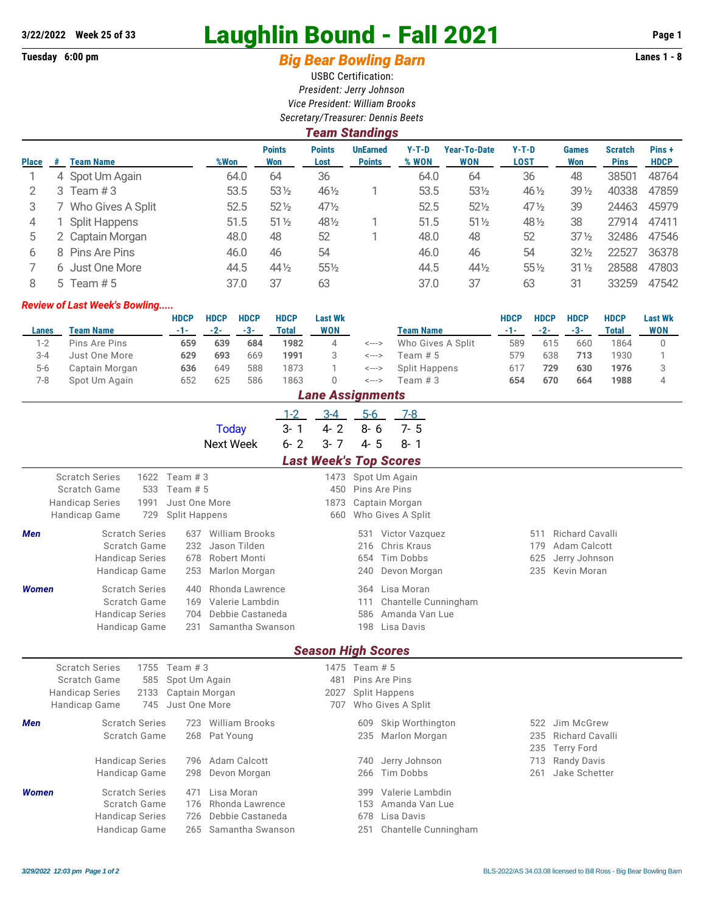3/22/2022 Week 25 of 33

# Laughlin Bound - Fall 2021

Tuesday 6:00 pm

## Big Bear Bowling Barn

Lanes 1 - 8

USBC Certification:
*President: Jerry Johnson*
*Vice President: William Brooks*
*Secretary/Treasurer: Dennis Beets*

### Team Standings

| Place | # | Team Name | %Won | Points Won | Points Lost | UnEarned Points | Y-T-D % WON | Year-To-Date WON | Y-T-D LOST | Games Won | Scratch Pins | Pins + HDCP |
|---|---|---|---|---|---|---|---|---|---|---|---|---|
| 1 | 4 | Spot Um Again | 64.0 | 64 | 36 | | 64.0 | 64 | 36 | 48 | 38501 | 48764 |
| 2 | 3 | Team # 3 | 53.5 | 53½ | 46½ | 1 | 53.5 | 53½ | 46½ | 39½ | 40338 | 47859 |
| 3 | 7 | Who Gives A Split | 52.5 | 52½ | 47½ | | 52.5 | 52½ | 47½ | 39 | 24463 | 45979 |
| 4 | 1 | Split Happens | 51.5 | 51½ | 48½ | 1 | 51.5 | 51½ | 48½ | 38 | 27914 | 47411 |
| 5 | 2 | Captain Morgan | 48.0 | 48 | 52 | 1 | 48.0 | 48 | 52 | 37½ | 32486 | 47546 |
| 6 | 8 | Pins Are Pins | 46.0 | 46 | 54 | | 46.0 | 46 | 54 | 32½ | 22527 | 36378 |
| 7 | 6 | Just One More | 44.5 | 44½ | 55½ | | 44.5 | 44½ | 55½ | 31½ | 28588 | 47803 |
| 8 | 5 | Team # 5 | 37.0 | 37 | 63 | | 37.0 | 37 | 63 | 31 | 33259 | 47542 |

*Review of Last Week's Bowling.....*

| Lanes | Team Name | HDCP -1- | HDCP -2- | HDCP -3- | HDCP Total | Last Wk WON | | Team Name | HDCP -1- | HDCP -2- | HDCP -3- | HDCP Total | Last Wk WON |
|---|---|---|---|---|---|---|---|---|---|---|---|---|---|
| 1-2 | Pins Are Pins | **659** | **639** | **684** | **1982** | 4 | <---> | Who Gives A Split | 589 | 615 | 660 | 1864 | 0 |
| 3-4 | Just One More | **629** | **693** | 669 | **1991** | 3 | <---> | Team # 5 | 579 | 638 | **713** | 1930 | 1 |
| 5-6 | Captain Morgan | **636** | 649 | 588 | 1873 | 1 | <---> | Split Happens | 617 | **729** | **630** | **1976** | 3 |
| 7-8 | Spot Um Again | 652 | 625 | 586 | 1863 | 0 | <---> | Team # 3 | **654** | **670** | **664** | **1988** | 4 |

### Lane Assignments

| | 1-2 | 3-4 | 5-6 | 7-8 |
|---|---|---|---|---|
| Today | 3- 1 | 4- 2 | 8- 6 | 7- 5 |
| Next Week | 6- 2 | 3- 7 | 4- 5 | 8- 1 |

### Last Week's Top Scores

| | | | | |
|---|---|---|---|---|
| Scratch Series | 1622 | Team # 3 | 1473 | Spot Um Again |
| Scratch Game | 533 | Team # 5 | 450 | Pins Are Pins |
| Handicap Series | 1991 | Just One More | 1873 | Captain Morgan |
| Handicap Game | 729 | Split Happens | 660 | Who Gives A Split |

***Men***

| | | | | | | |
|---|---|---|---|---|---|---|
| Scratch Series | 637 | William Brooks | 531 | Victor Vazquez | 511 | Richard Cavalli |
| Scratch Game | 232 | Jason Tilden | 216 | Chris Kraus | 179 | Adam Calcott |
| Handicap Series | 678 | Robert Monti | 654 | Tim Dobbs | 625 | Jerry Johnson |
| Handicap Game | 253 | Marlon Morgan | 240 | Devon Morgan | 235 | Kevin Moran |

***Women***

| | | | | |
|---|---|---|---|---|
| Scratch Series | 440 | Rhonda Lawrence | 364 | Lisa Moran |
| Scratch Game | 169 | Valerie Lambdin | 111 | Chantelle Cunningham |
| Handicap Series | 704 | Debbie Castaneda | 586 | Amanda Van Lue |
| Handicap Game | 231 | Samantha Swanson | 198 | Lisa Davis |

### Season High Scores

| | | | | |
|---|---|---|---|---|
| Scratch Series | 1755 | Team # 3 | 1475 | Team # 5 |
| Scratch Game | 585 | Spot Um Again | 481 | Pins Are Pins |
| Handicap Series | 2133 | Captain Morgan | 2027 | Split Happens |
| Handicap Game | 745 | Just One More | 707 | Who Gives A Split |

***Men***

| | | | | | | |
|---|---|---|---|---|---|---|
| Scratch Series | 723 | William Brooks | 609 | Skip Worthington | 522 | Jim McGrew |
| Scratch Game | 268 | Pat Young | 235 | Marlon Morgan | 235 | Richard Cavalli |
| | | | | | 235 | Terry Ford |
| Handicap Series | 796 | Adam Calcott | 740 | Jerry Johnson | 713 | Randy Davis |
| Handicap Game | 298 | Devon Morgan | 266 | Tim Dobbs | 261 | Jake Schetter |

***Women***

| | | | | |
|---|---|---|---|---|
| Scratch Series | 471 | Lisa Moran | 399 | Valerie Lambdin |
| Scratch Game | 176 | Rhonda Lawrence | 153 | Amanda Van Lue |
| Handicap Series | 726 | Debbie Castaneda | 678 | Lisa Davis |
| Handicap Game | 265 | Samantha Swanson | 251 | Chantelle Cunningham |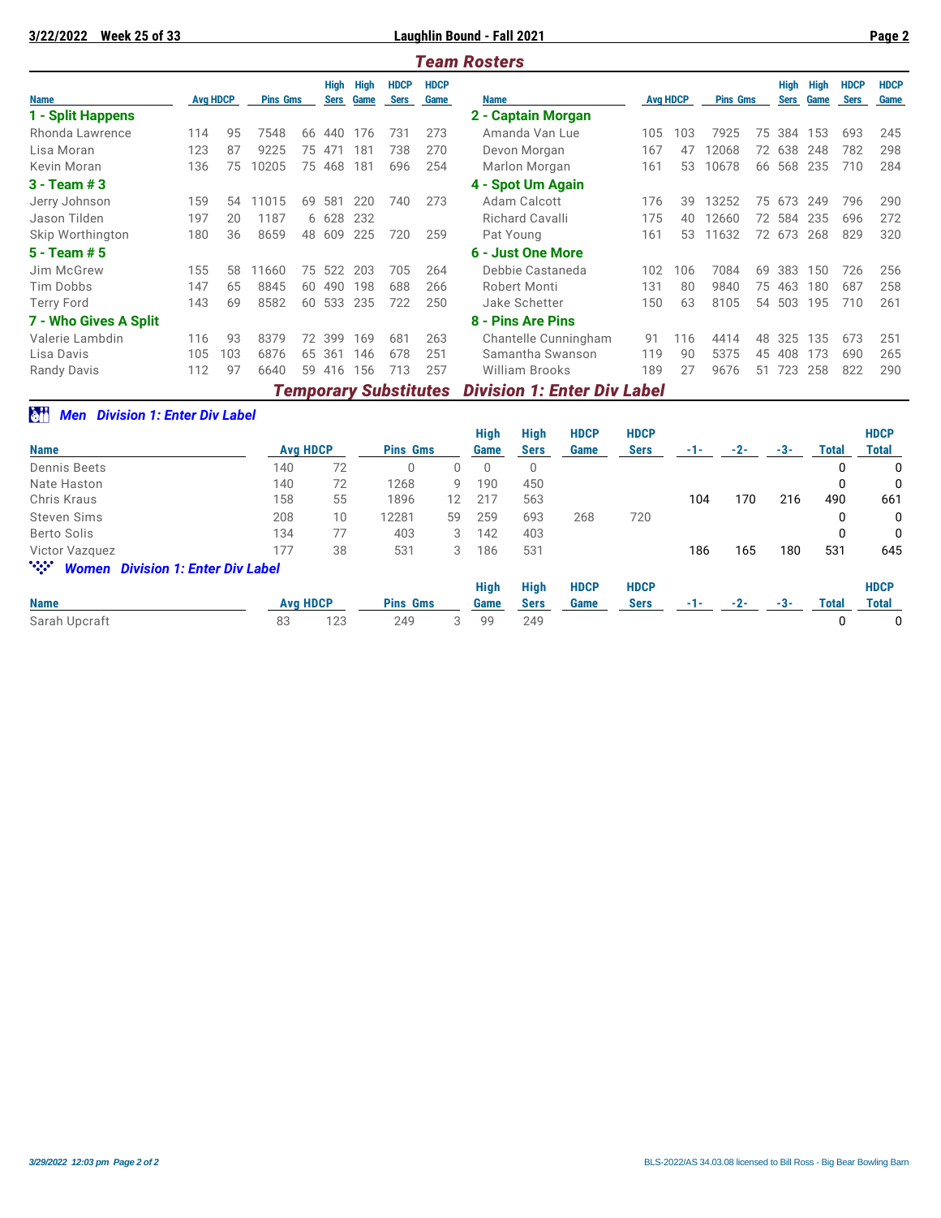## Team Rosters

| Name | Avg | HDCP | Pins | Gms | High Sers | High Game | HDCP Sers | HDCP Game |
|---|---|---|---|---|---|---|---|---|
| **1 - Split Happens** | | | | | | | | |
| Rhonda Lawrence | 114 | 95 | 7548 | 66 | 440 | 176 | 731 | 273 |
| Lisa Moran | 123 | 87 | 9225 | 75 | 471 | 181 | 738 | 270 |
| Kevin Moran | 136 | 75 | 10205 | 75 | 468 | 181 | 696 | 254 |
| **3 - Team # 3** | | | | | | | | |
| Jerry Johnson | 159 | 54 | 11015 | 69 | 581 | 220 | 740 | 273 |
| Jason Tilden | 197 | 20 | 1187 | 6 | 628 | 232 | | |
| Skip Worthington | 180 | 36 | 8659 | 48 | 609 | 225 | 720 | 259 |
| **5 - Team # 5** | | | | | | | | |
| Jim McGrew | 155 | 58 | 11660 | 75 | 522 | 203 | 705 | 264 |
| Tim Dobbs | 147 | 65 | 8845 | 60 | 490 | 198 | 688 | 266 |
| Terry Ford | 143 | 69 | 8582 | 60 | 533 | 235 | 722 | 250 |
| **7 - Who Gives A Split** | | | | | | | | |
| Valerie Lambdin | 116 | 93 | 8379 | 72 | 399 | 169 | 681 | 263 |
| Lisa Davis | 105 | 103 | 6876 | 65 | 361 | 146 | 678 | 251 |
| Randy Davis | 112 | 97 | 6640 | 59 | 416 | 156 | 713 | 257 |
| **2 - Captain Morgan** | | | | | | | | |
| Amanda Van Lue | 105 | 103 | 7925 | 75 | 384 | 153 | 693 | 245 |
| Devon Morgan | 167 | 47 | 12068 | 72 | 638 | 248 | 782 | 298 |
| Marlon Morgan | 161 | 53 | 10678 | 66 | 568 | 235 | 710 | 284 |
| **4 - Spot Um Again** | | | | | | | | |
| Adam Calcott | 176 | 39 | 13252 | 75 | 673 | 249 | 796 | 290 |
| Richard Cavalli | 175 | 40 | 12660 | 72 | 584 | 235 | 696 | 272 |
| Pat Young | 161 | 53 | 11632 | 72 | 673 | 268 | 829 | 320 |
| **6 - Just One More** | | | | | | | | |
| Debbie Castaneda | 102 | 106 | 7084 | 69 | 383 | 150 | 726 | 256 |
| Robert Monti | 131 | 80 | 9840 | 75 | 463 | 180 | 687 | 258 |
| Jake Schetter | 150 | 63 | 8105 | 54 | 503 | 195 | 710 | 261 |
| **8 - Pins Are Pins** | | | | | | | | |
| Chantelle Cunningham | 91 | 116 | 4414 | 48 | 325 | 135 | 673 | 251 |
| Samantha Swanson | 119 | 90 | 5375 | 45 | 408 | 173 | 690 | 265 |
| William Brooks | 189 | 27 | 9676 | 51 | 723 | 258 | 822 | 290 |

## Temporary Substitutes Division 1: Enter Div Label

### *Men Division 1: Enter Div Label*

| Name | Avg | HDCP | Pins | Gms | High Game | High Sers | HDCP Game | HDCP Sers | -1- | -2- | -3- | Total | HDCP Total |
|---|---|---|---|---|---|---|---|---|---|---|---|---|---|
| Dennis Beets | 140 | 72 | 0 | 0 | 0 | 0 | | | | | | 0 | 0 |
| Nate Haston | 140 | 72 | 1268 | 9 | 190 | 450 | | | | | | 0 | 0 |
| Chris Kraus | 158 | 55 | 1896 | 12 | 217 | 563 | | | 104 | 170 | 216 | 490 | 661 |
| Steven Sims | 208 | 10 | 12281 | 59 | 259 | 693 | 268 | 720 | | | | 0 | 0 |
| Berto Solis | 134 | 77 | 403 | 3 | 142 | 403 | | | | | | 0 | 0 |
| Victor Vazquez | 177 | 38 | 531 | 3 | 186 | 531 | | | 186 | 165 | 180 | 531 | 645 |

### *Women Division 1: Enter Div Label*

| Name | Avg | HDCP | Pins | Gms | High Game | High Sers | HDCP Game | HDCP Sers | -1- | -2- | -3- | Total | HDCP Total |
|---|---|---|---|---|---|---|---|---|---|---|---|---|---|
| Sarah Upcraft | 83 | 123 | 249 | 3 | 99 | 249 | | | | | | 0 | 0 |